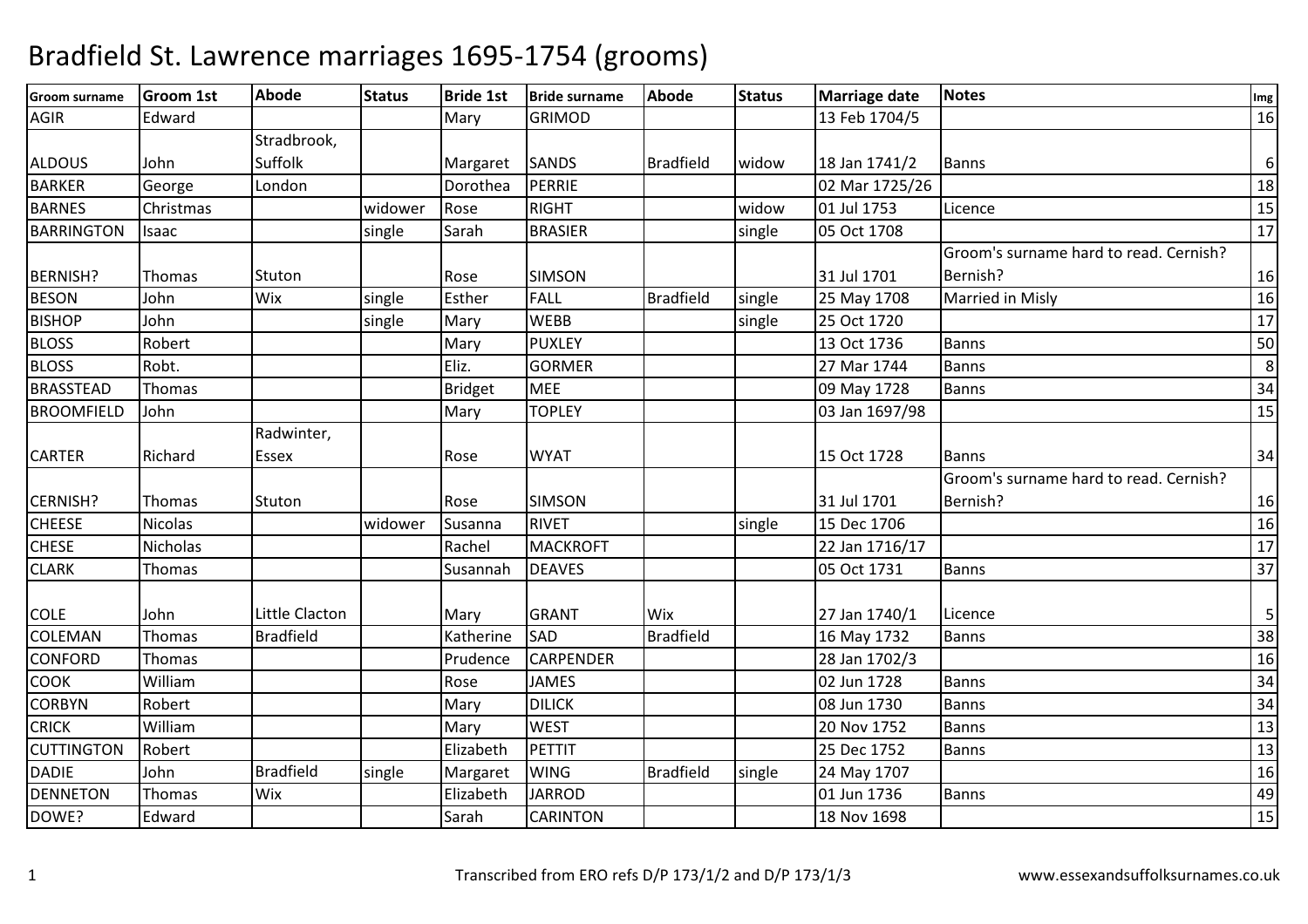# Bradfield St. Lawrence marriages 1695-1754 (grooms)

| Groom surname | Groom 1st | Abode | Status | Bride 1st | Bride surname | Abode | Status | Marriage date | Notes | Img |
|---|---|---|---|---|---|---|---|---|---|---|
| AGIR | Edward | | | Mary | GRIMOD | | | 13 Feb 1704/5 | | 16 |
| ALDOUS | John | Stradbrook, Suffolk | | Margaret | SANDS | Bradfield | widow | 18 Jan 1741/2 | Banns | 6 |
| BARKER | George | London | | Dorothea | PERRIE | | | 02 Mar 1725/26 | | 18 |
| BARNES | Christmas | | widower | Rose | RIGHT | | widow | 01 Jul 1753 | Licence | 15 |
| BARRINGTON | Isaac | | single | Sarah | BRASIER | | single | 05 Oct 1708 | | 17 |
| BERNISH? | Thomas | Stuton | | Rose | SIMSON | | | 31 Jul 1701 | Groom's surname hard to read. Cernish? Bernish? | 16 |
| BESON | John | Wix | single | Esther | FALL | Bradfield | single | 25 May 1708 | Married in Misly | 16 |
| BISHOP | John | | single | Mary | WEBB | | single | 25 Oct 1720 | | 17 |
| BLOSS | Robert | | | Mary | PUXLEY | | | 13 Oct 1736 | Banns | 50 |
| BLOSS | Robt. | | | Eliz. | GORMER | | | 27 Mar 1744 | Banns | 8 |
| BRASSTEAD | Thomas | | | Bridget | MEE | | | 09 May 1728 | Banns | 34 |
| BROOMFIELD | John | | | Mary | TOPLEY | | | 03 Jan 1697/98 | | 15 |
| CARTER | Richard | Radwinter, Essex | | Rose | WYAT | | | 15 Oct 1728 | Banns | 34 |
| CERNISH? | Thomas | Stuton | | Rose | SIMSON | | | 31 Jul 1701 | Groom's surname hard to read. Cernish? Bernish? | 16 |
| CHEESE | Nicolas | | widower | Susanna | RIVET | | single | 15 Dec 1706 | | 16 |
| CHESE | Nicholas | | | Rachel | MACKROFT | | | 22 Jan 1716/17 | | 17 |
| CLARK | Thomas | | | Susannah | DEAVES | | | 05 Oct 1731 | Banns | 37 |
| COLE | John | Little Clacton | | Mary | GRANT | Wix | | 27 Jan 1740/1 | Licence | 5 |
| COLEMAN | Thomas | Bradfield | | Katherine | SAD | Bradfield | | 16 May 1732 | Banns | 38 |
| CONFORD | Thomas | | | Prudence | CARPENDER | | | 28 Jan 1702/3 | | 16 |
| COOK | William | | | Rose | JAMES | | | 02 Jun 1728 | Banns | 34 |
| CORBYN | Robert | | | Mary | DILICK | | | 08 Jun 1730 | Banns | 34 |
| CRICK | William | | | Mary | WEST | | | 20 Nov 1752 | Banns | 13 |
| CUTTINGTON | Robert | | | Elizabeth | PETTIT | | | 25 Dec 1752 | Banns | 13 |
| DADIE | John | Bradfield | single | Margaret | WING | Bradfield | single | 24 May 1707 | | 16 |
| DENNETON | Thomas | Wix | | Elizabeth | JARROD | | | 01 Jun 1736 | Banns | 49 |
| DOWE? | Edward | | | Sarah | CARINTON | | | 18 Nov 1698 | | 15 |

Transcribed from ERO refs D/P 173/1/2 and D/P 173/1/3 www.essexandsuffolksurnames.co.uk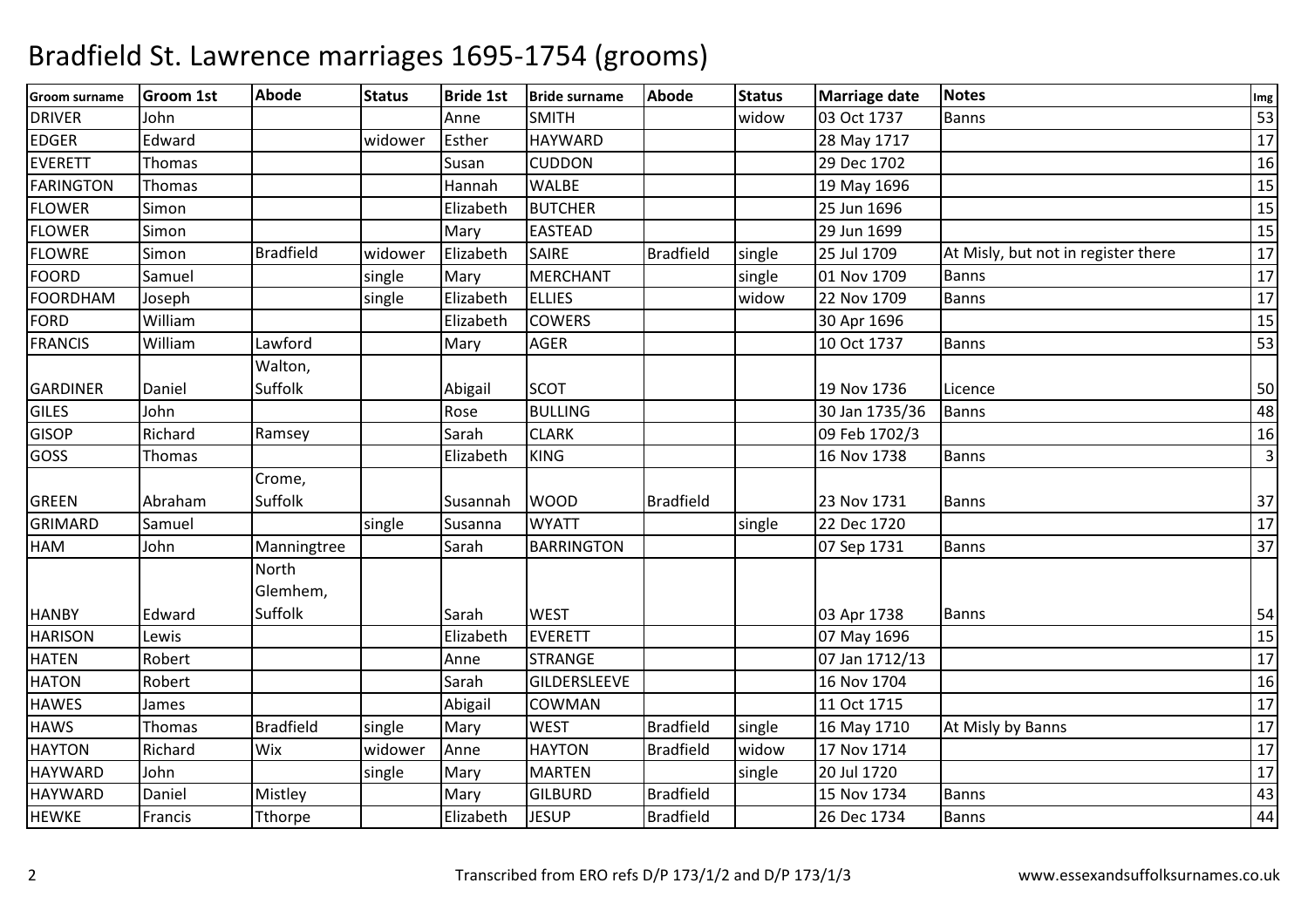# Bradfield St. Lawrence marriages 1695-1754 (grooms)

| Groom surname | Groom 1st | Abode | Status | Bride 1st | Bride surname | Abode | Status | Marriage date | Notes | Img |
|---|---|---|---|---|---|---|---|---|---|---|
| DRIVER | John | | | Anne | SMITH | | widow | 03 Oct 1737 | Banns | 53 |
| EDGER | Edward | | widower | Esther | HAYWARD | | | 28 May 1717 | | 17 |
| EVERETT | Thomas | | | Susan | CUDDON | | | 29 Dec 1702 | | 16 |
| FARINGTON | Thomas | | | Hannah | WALBE | | | 19 May 1696 | | 15 |
| FLOWER | Simon | | | Elizabeth | BUTCHER | | | 25 Jun 1696 | | 15 |
| FLOWER | Simon | | | Mary | EASTEAD | | | 29 Jun 1699 | | 15 |
| FLOWRE | Simon | Bradfield | widower | Elizabeth | SAIRE | Bradfield | single | 25 Jul 1709 | At Misly, but not in register there | 17 |
| FOORD | Samuel | | single | Mary | MERCHANT | | single | 01 Nov 1709 | Banns | 17 |
| FOORDHAM | Joseph | | single | Elizabeth | ELLIES | | widow | 22 Nov 1709 | Banns | 17 |
| FORD | William | | | Elizabeth | COWERS | | | 30 Apr 1696 | | 15 |
| FRANCIS | William | Lawford | | Mary | AGER | | | 10 Oct 1737 | Banns | 53 |
| GARDINER | Daniel | Walton, Suffolk | | Abigail | SCOT | | | 19 Nov 1736 | Licence | 50 |
| GILES | John | | | Rose | BULLING | | | 30 Jan 1735/36 | Banns | 48 |
| GISOP | Richard | Ramsey | | Sarah | CLARK | | | 09 Feb 1702/3 | | 16 |
| GOSS | Thomas | | | Elizabeth | KING | | | 16 Nov 1738 | Banns | 3 |
| GREEN | Abraham | Crome, Suffolk | | Susannah | WOOD | Bradfield | | 23 Nov 1731 | Banns | 37 |
| GRIMARD | Samuel | | single | Susanna | WYATT | | single | 22 Dec 1720 | | 17 |
| HAM | John | Manningtree | | Sarah | BARRINGTON | | | 07 Sep 1731 | Banns | 37 |
| HANBY | Edward | North Glemhem, Suffolk | | Sarah | WEST | | | 03 Apr 1738 | Banns | 54 |
| HARISON | Lewis | | | Elizabeth | EVERETT | | | 07 May 1696 | | 15 |
| HATEN | Robert | | | Anne | STRANGE | | | 07 Jan 1712/13 | | 17 |
| HATON | Robert | | | Sarah | GILDERSLEEVE | | | 16 Nov 1704 | | 16 |
| HAWES | James | | | Abigail | COWMAN | | | 11 Oct 1715 | | 17 |
| HAWS | Thomas | Bradfield | single | Mary | WEST | Bradfield | single | 16 May 1710 | At Misly by Banns | 17 |
| HAYTON | Richard | Wix | widower | Anne | HAYTON | Bradfield | widow | 17 Nov 1714 | | 17 |
| HAYWARD | John | | single | Mary | MARTEN | | single | 20 Jul 1720 | | 17 |
| HAYWARD | Daniel | Mistley | | Mary | GILBURD | Bradfield | | 15 Nov 1734 | Banns | 43 |
| HEWKE | Francis | Tthorpe | | Elizabeth | JESUP | Bradfield | | 26 Dec 1734 | Banns | 44 |

Transcribed from ERO refs D/P 173/1/2 and D/P 173/1/3

www.essexandsuffolksurnames.co.uk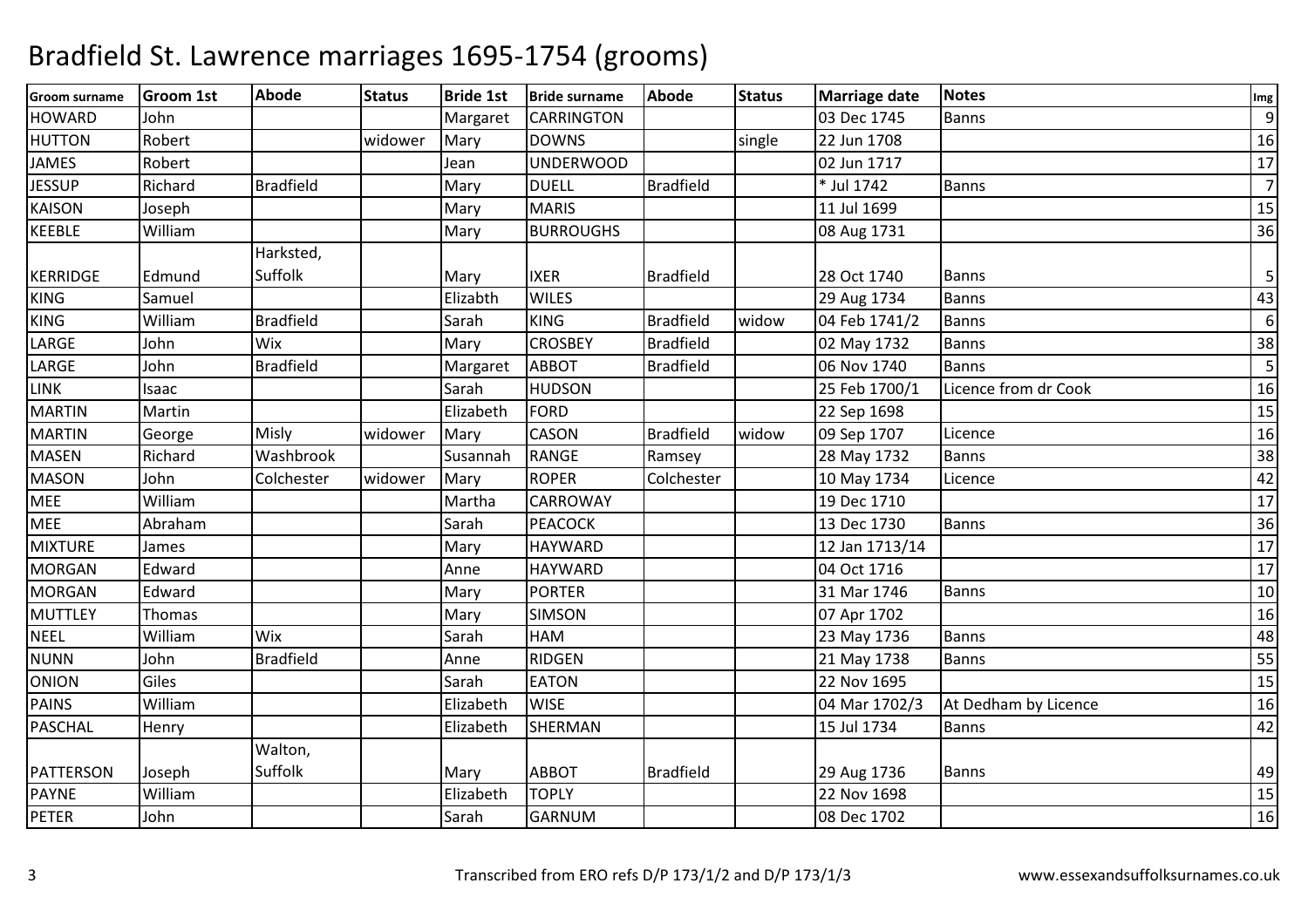# Bradfield St. Lawrence marriages 1695-1754 (grooms)

| Groom surname | Groom 1st | Abode | Status | Bride 1st | Bride surname | Abode | Status | Marriage date | Notes | Img |
|---|---|---|---|---|---|---|---|---|---|---|
| HOWARD | John | | | Margaret | CARRINGTON | | | 03 Dec 1745 | Banns | 9 |
| HUTTON | Robert | | widower | Mary | DOWNS | | single | 22 Jun 1708 | | 16 |
| JAMES | Robert | | | Jean | UNDERWOOD | | | 02 Jun 1717 | | 17 |
| JESSUP | Richard | Bradfield | | Mary | DUELL | Bradfield | | * Jul 1742 | Banns | 7 |
| KAISON | Joseph | | | Mary | MARIS | | | 11 Jul 1699 | | 15 |
| KEEBLE | William | | | Mary | BURROUGHS | | | 08 Aug 1731 | | 36 |
| KERRIDGE | Edmund | Harksted, Suffolk | | Mary | IXER | Bradfield | | 28 Oct 1740 | Banns | 5 |
| KING | Samuel | | | Elizabth | WILES | | | 29 Aug 1734 | Banns | 43 |
| KING | William | Bradfield | | Sarah | KING | Bradfield | widow | 04 Feb 1741/2 | Banns | 6 |
| LARGE | John | Wix | | Mary | CROSBEY | Bradfield | | 02 May 1732 | Banns | 38 |
| LARGE | John | Bradfield | | Margaret | ABBOT | Bradfield | | 06 Nov 1740 | Banns | 5 |
| LINK | Isaac | | | Sarah | HUDSON | | | 25 Feb 1700/1 | Licence from dr Cook | 16 |
| MARTIN | Martin | | | Elizabeth | FORD | | | 22 Sep 1698 | | 15 |
| MARTIN | George | Misly | widower | Mary | CASON | Bradfield | widow | 09 Sep 1707 | Licence | 16 |
| MASEN | Richard | Washbrook | | Susannah | RANGE | Ramsey | | 28 May 1732 | Banns | 38 |
| MASON | John | Colchester | widower | Mary | ROPER | Colchester | | 10 May 1734 | Licence | 42 |
| MEE | William | | | Martha | CARROWAY | | | 19 Dec 1710 | | 17 |
| MEE | Abraham | | | Sarah | PEACOCK | | | 13 Dec 1730 | Banns | 36 |
| MIXTURE | James | | | Mary | HAYWARD | | | 12 Jan 1713/14 | | 17 |
| MORGAN | Edward | | | Anne | HAYWARD | | | 04 Oct 1716 | | 17 |
| MORGAN | Edward | | | Mary | PORTER | | | 31 Mar 1746 | Banns | 10 |
| MUTTLEY | Thomas | | | Mary | SIMSON | | | 07 Apr 1702 | | 16 |
| NEEL | William | Wix | | Sarah | HAM | | | 23 May 1736 | Banns | 48 |
| NUNN | John | Bradfield | | Anne | RIDGEN | | | 21 May 1738 | Banns | 55 |
| ONION | Giles | | | Sarah | EATON | | | 22 Nov 1695 | | 15 |
| PAINS | William | | | Elizabeth | WISE | | | 04 Mar 1702/3 | At Dedham by Licence | 16 |
| PASCHAL | Henry | | | Elizabeth | SHERMAN | | | 15 Jul 1734 | Banns | 42 |
| PATTERSON | Joseph | Walton, Suffolk | | Mary | ABBOT | Bradfield | | 29 Aug 1736 | Banns | 49 |
| PAYNE | William | | | Elizabeth | TOPLY | | | 22 Nov 1698 | | 15 |
| PETER | John | | | Sarah | GARNUM | | | 08 Dec 1702 | | 16 |

Transcribed from ERO refs D/P 173/1/2 and D/P 173/1/3 www.essexandsuffolksurnames.co.uk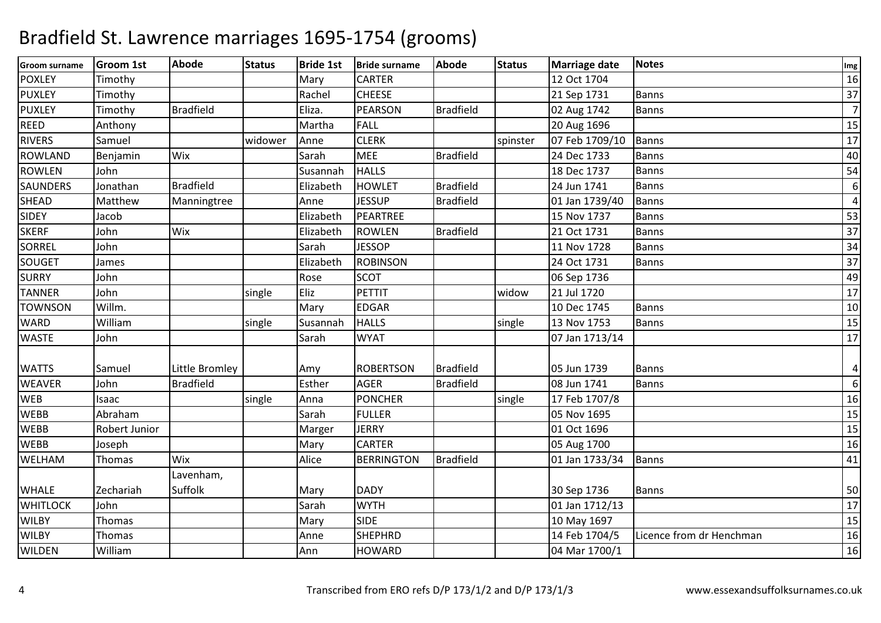# Bradfield St. Lawrence marriages 1695-1754 (grooms)

| Groom surname | Groom 1st | Abode | Status | Bride 1st | Bride surname | Abode | Status | Marriage date | Notes | Img |
|---|---|---|---|---|---|---|---|---|---|---|
| POXLEY | Timothy | | | Mary | CARTER | | | 12 Oct 1704 | | 16 |
| PUXLEY | Timothy | | | Rachel | CHEESE | | | 21 Sep 1731 | Banns | 37 |
| PUXLEY | Timothy | Bradfield | | Eliza. | PEARSON | Bradfield | | 02 Aug 1742 | Banns | 7 |
| REED | Anthony | | | Martha | FALL | | | 20 Aug 1696 | | 15 |
| RIVERS | Samuel | | widower | Anne | CLERK | | spinster | 07 Feb 1709/10 | Banns | 17 |
| ROWLAND | Benjamin | Wix | | Sarah | MEE | Bradfield | | 24 Dec 1733 | Banns | 40 |
| ROWLEN | John | | | Susannah | HALLS | | | 18 Dec 1737 | Banns | 54 |
| SAUNDERS | Jonathan | Bradfield | | Elizabeth | HOWLET | Bradfield | | 24 Jun 1741 | Banns | 6 |
| SHEAD | Matthew | Manningtree | | Anne | JESSUP | Bradfield | | 01 Jan 1739/40 | Banns | 4 |
| SIDEY | Jacob | | | Elizabeth | PEARTREE | | | 15 Nov 1737 | Banns | 53 |
| SKERF | John | Wix | | Elizabeth | ROWLEN | Bradfield | | 21 Oct 1731 | Banns | 37 |
| SORREL | John | | | Sarah | JESSOP | | | 11 Nov 1728 | Banns | 34 |
| SOUGET | James | | | Elizabeth | ROBINSON | | | 24 Oct 1731 | Banns | 37 |
| SURRY | John | | | Rose | SCOT | | | 06 Sep 1736 | | 49 |
| TANNER | John | | single | Eliz | PETTIT | | widow | 21 Jul 1720 | | 17 |
| TOWNSON | Willm. | | | Mary | EDGAR | | | 10 Dec 1745 | Banns | 10 |
| WARD | William | | single | Susannah | HALLS | | single | 13 Nov 1753 | Banns | 15 |
| WASTE | John | | | Sarah | WYAT | | | 07 Jan 1713/14 | | 17 |
| WATTS | Samuel | Little Bromley | | Amy | ROBERTSON | Bradfield | | 05 Jun 1739 | Banns | 4 |
| WEAVER | John | Bradfield | | Esther | AGER | Bradfield | | 08 Jun 1741 | Banns | 6 |
| WEB | Isaac | | single | Anna | PONCHER | | single | 17 Feb 1707/8 | | 16 |
| WEBB | Abraham | | | Sarah | FULLER | | | 05 Nov 1695 | | 15 |
| WEBB | Robert Junior | | | Marger | JERRY | | | 01 Oct 1696 | | 15 |
| WEBB | Joseph | | | Mary | CARTER | | | 05 Aug 1700 | | 16 |
| WELHAM | Thomas | Wix | | Alice | BERRINGTON | Bradfield | | 01 Jan 1733/34 | Banns | 41 |
| WHALE | Zechariah | Lavenham, Suffolk | | Mary | DADY | | | 30 Sep 1736 | Banns | 50 |
| WHITLOCK | John | | | Sarah | WYTH | | | 01 Jan 1712/13 | | 17 |
| WILBY | Thomas | | | Mary | SIDE | | | 10 May 1697 | | 15 |
| WILBY | Thomas | | | Anne | SHEPHRD | | | 14 Feb 1704/5 | Licence from dr Henchman | 16 |
| WILDEN | William | | | Ann | HOWARD | | | 04 Mar 1700/1 | | 16 |

Transcribed from ERO refs D/P 173/1/2 and D/P 173/1/3 www.essexandsuffolksurnames.co.uk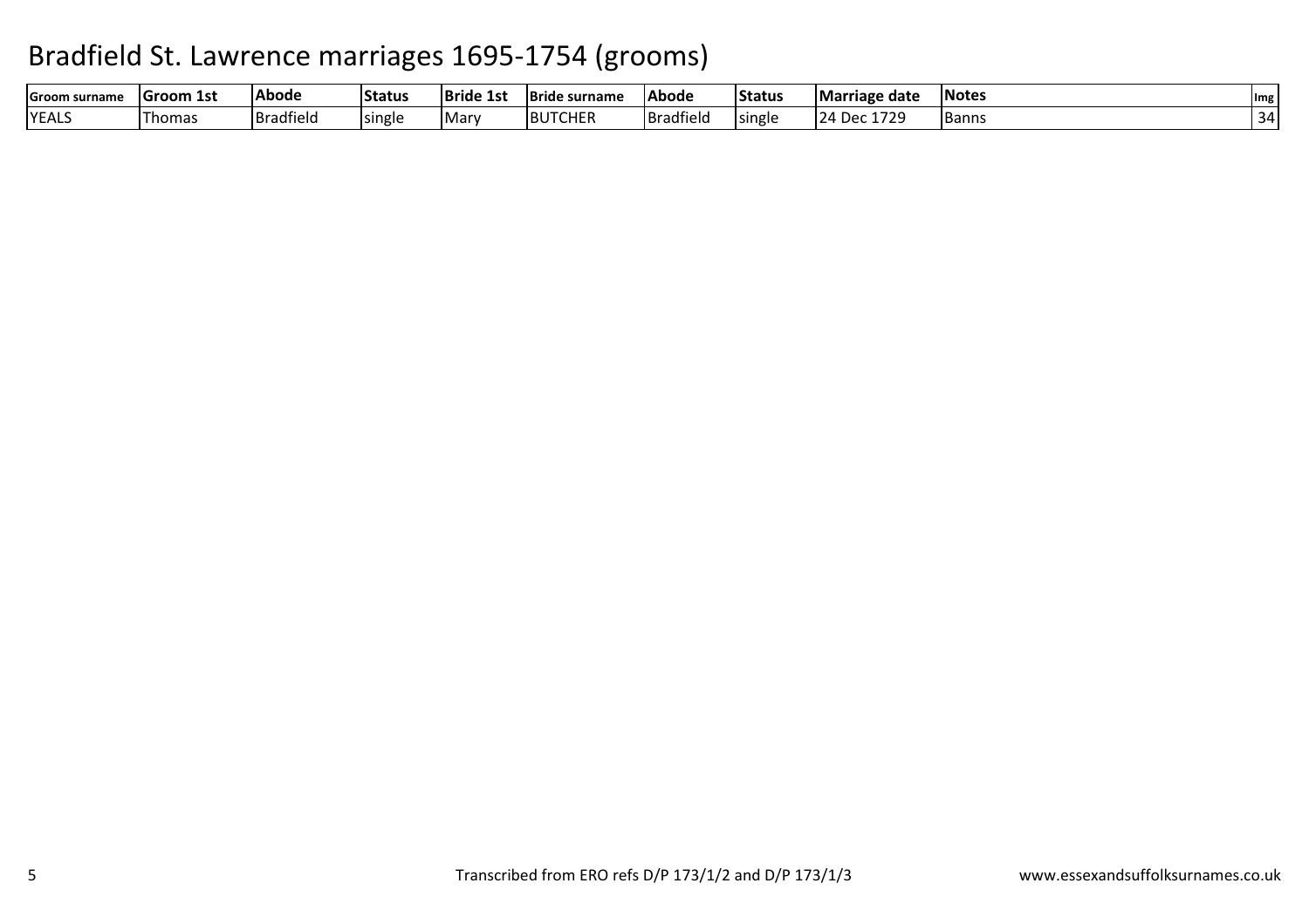# Bradfield St. Lawrence marriages 1695-1754 (grooms)

| Groom surname | Groom 1st | Abode | Status | Bride 1st | Bride surname | Abode | Status | Marriage date | Notes | Img |
|---|---|---|---|---|---|---|---|---|---|---|
| YEALS | Thomas | Bradfield | single | Mary | BUTCHER | Bradfield | single | 24 Dec 1729 | Banns | 34 |

Transcribed from ERO refs D/P 173/1/2 and D/P 173/1/3

www.essexandsuffolksurnames.co.uk